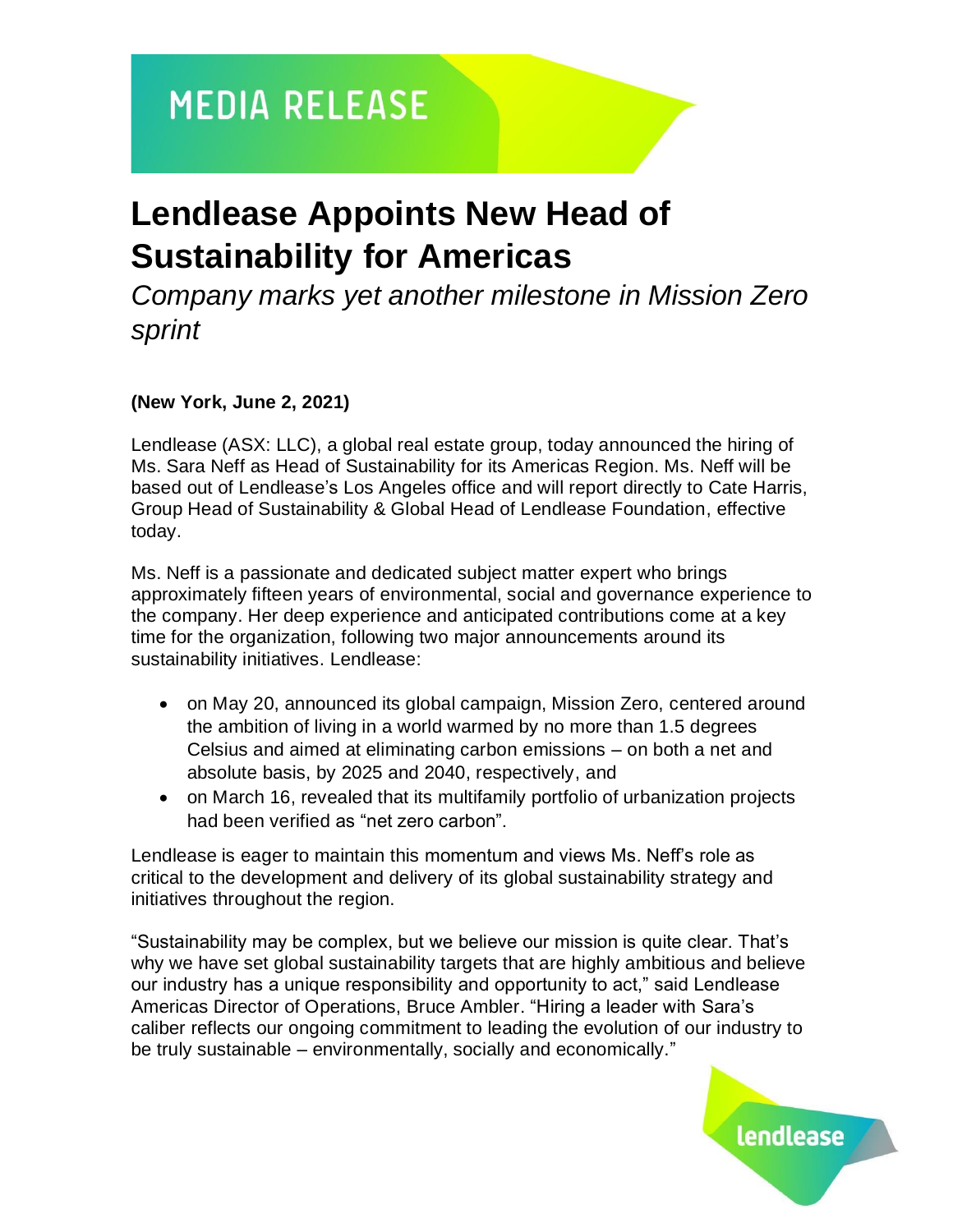# MEDIA RELEASE

# Lendlease Appoints New Head of Sustainability for Americas

*Company marks yet another milestone in Mission Zero sprint*

**(New York, June 2, 2021)**

Lendlease (ASX: LLC), a global real estate group, today announced the hiring of Ms. Sara Neff as Head of Sustainability for its Americas Region. Ms. Neff will be based out of Lendlease's Los Angeles office and will report directly to Cate Harris, Group Head of Sustainability & Global Head of Lendlease Foundation, effective today.

Ms. Neff is a passionate and dedicated subject matter expert who brings approximately fifteen years of environmental, social and governance experience to the company. Her deep experience and anticipated contributions come at a key time for the organization, following two major announcements around its sustainability initiatives. Lendlease:

- on May 20, announced its global campaign, Mission Zero, centered around the ambition of living in a world warmed by no more than 1.5 degrees Celsius and aimed at eliminating carbon emissions – on both a net and absolute basis, by 2025 and 2040, respectively, and
- on March 16, revealed that its multifamily portfolio of urbanization projects had been verified as "net zero carbon".

Lendlease is eager to maintain this momentum and views Ms. Neff's role as critical to the development and delivery of its global sustainability strategy and initiatives throughout the region.

"Sustainability may be complex, but we believe our mission is quite clear. That's why we have set global sustainability targets that are highly ambitious and believe our industry has a unique responsibility and opportunity to act," said Lendlease Americas Director of Operations, Bruce Ambler. "Hiring a leader with Sara's caliber reflects our ongoing commitment to leading the evolution of our industry to be truly sustainable – environmentally, socially and economically."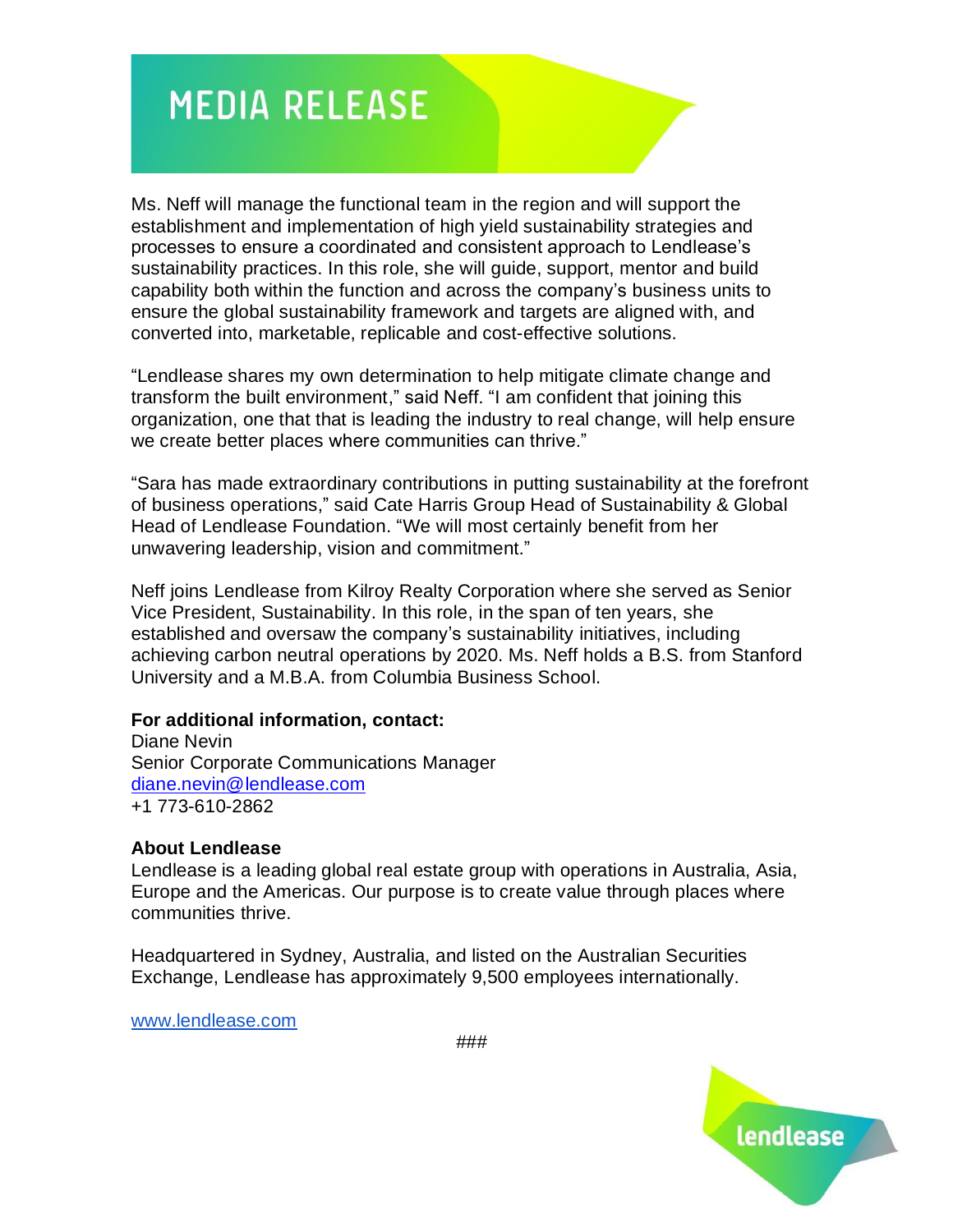# MEDIA RELEASE

Ms. Neff will manage the functional team in the region and will support the establishment and implementation of high yield sustainability strategies and processes to ensure a coordinated and consistent approach to Lendlease's sustainability practices. In this role, she will guide, support, mentor and build capability both within the function and across the company's business units to ensure the global sustainability framework and targets are aligned with, and converted into, marketable, replicable and cost-effective solutions.

"Lendlease shares my own determination to help mitigate climate change and transform the built environment," said Neff. "I am confident that joining this organization, one that that is leading the industry to real change, will help ensure we create better places where communities can thrive."

"Sara has made extraordinary contributions in putting sustainability at the forefront of business operations," said Cate Harris Group Head of Sustainability & Global Head of Lendlease Foundation. "We will most certainly benefit from her unwavering leadership, vision and commitment."

Neff joins Lendlease from Kilroy Realty Corporation where she served as Senior Vice President, Sustainability. In this role, in the span of ten years, she established and oversaw the company's sustainability initiatives, including achieving carbon neutral operations by 2020. Ms. Neff holds a B.S. from Stanford University and a M.B.A. from Columbia Business School.

**For additional information, contact:**
Diane Nevin
Senior Corporate Communications Manager
diane.nevin@lendlease.com
+1 773-610-2862

**About Lendlease**
Lendlease is a leading global real estate group with operations in Australia, Asia, Europe and the Americas. Our purpose is to create value through places where communities thrive.

Headquartered in Sydney, Australia, and listed on the Australian Securities Exchange, Lendlease has approximately 9,500 employees internationally.

www.lendlease.com

###

lendlease